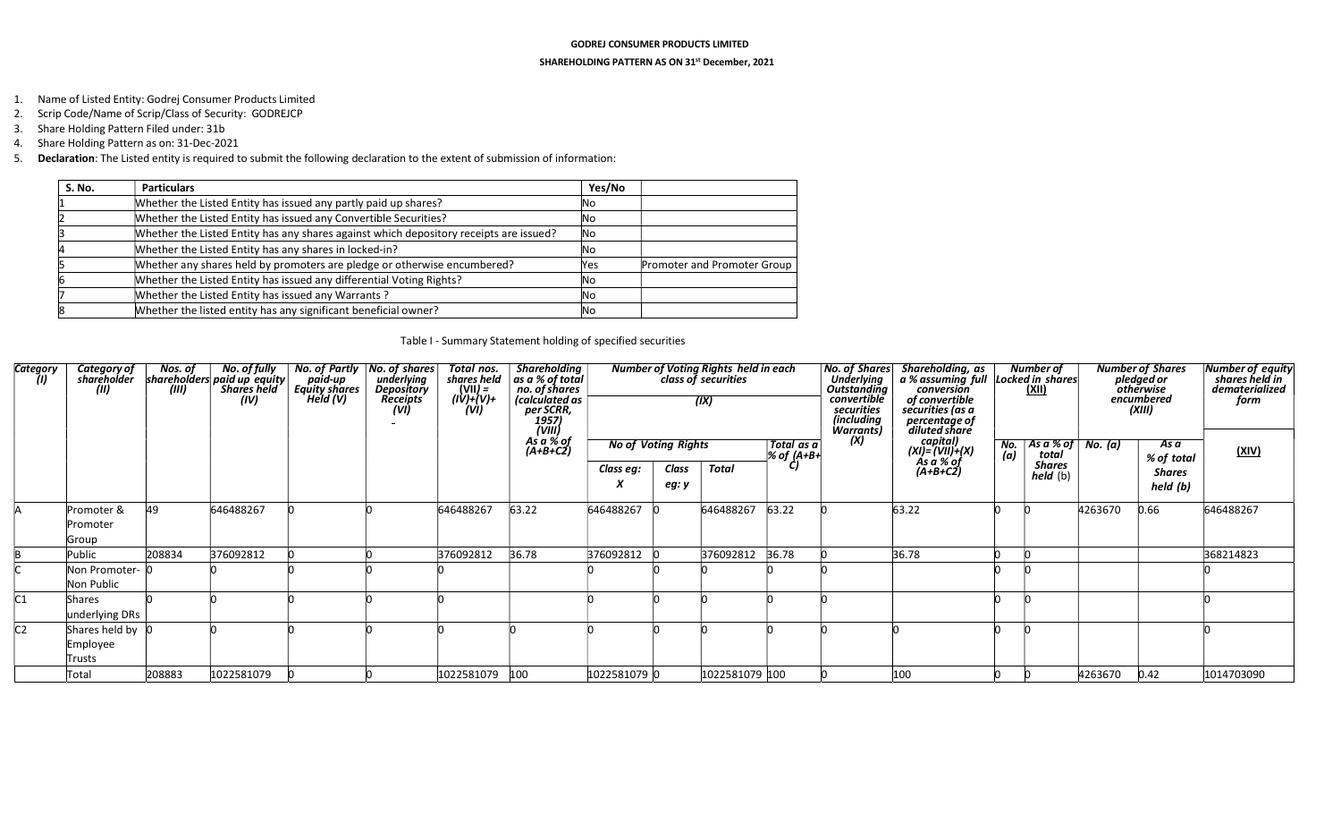**GODREJ CONSUMER PRODUCTS LIMITED**

**SHAREHOLDING PATTERN AS ON 31st December, 2021**

1. Name of Listed Entity: Godrej Consumer Products Limited
2. Scrip Code/Name of Scrip/Class of Security: GODREJCP
3. Share Holding Pattern Filed under: 31b
4. Share Holding Pattern as on: 31-Dec-2021
5. **Declaration**: The Listed entity is required to submit the following declaration to the extent of submission of information:

| S. No. | Particulars | Yes/No | |
|---|---|---|---|
| 1 | Whether the Listed Entity has issued any partly paid up shares? | No | |
| 2 | Whether the Listed Entity has issued any Convertible Securities? | No | |
| 3 | Whether the Listed Entity has any shares against which depository receipts are issued? | No | |
| 4 | Whether the Listed Entity has any shares in locked-in? | No | |
| 5 | Whether any shares held by promoters are pledge or otherwise encumbered? | Yes | Promoter and Promoter Group |
| 6 | Whether the Listed Entity has issued any differential Voting Rights? | No | |
| 7 | Whether the Listed Entity has issued any Warrants ? | No | |
| 8 | Whether the listed entity has any significant beneficial owner? | No | |

Table I - Summary Statement holding of specified securities

| *Category (I)* | *Category of shareholder (II)* | *Nos. of shareholders (III)* | *No. of fully paid up equity Shares held (IV)* | *No. of Partly paid-up Equity shares Held (V)* | *No. of shares underlying Depository Receipts (VI)* | *Total nos. shares held (VII) = (IV)+(V)+ (VI)* | *Shareholding as a % of total no. of shares (calculated as per SCRR, 1957) (VIII) As a % of (A+B+C2)* | *Number of Voting Rights held in each class of securities (IX)* | | | | *No. of Shares Underlying Outstanding convertible securities (including Warrants) (X)* | *Shareholding, as a % assuming full conversion of convertible securities (as a percentage of diluted share capital) (XI)= (VII)+(X) As a % of (A+B+C2)* | *Number of Locked in shares (XII)* | | *Number of Shares pledged or otherwise encumbered (XIII)* | | *Number of equity shares held in dematerialized form* |
|---|---|---|---|---|---|---|---|---|---|---|---|---|---|---|---|---|---|---|
| | | | | | | | | *No of Voting Rights* | | | *Total as a % of (A+B+C)* | | | *No. (a)* | *As a % of total Shares held (b)* | *No. (a)* | *As a % of total Shares held (b)* | *(XIV)* |
| | | | | | | | | *Class eg: X* | *Class eg: y* | *Total* | | | | | | | | |
| A | Promoter & Promoter Group | 49 | 646488267 | 0 | 0 | 646488267 | 63.22 | 646488267 | 0 | 646488267 | 63.22 | 0 | 63.22 | 0 | 0 | 4263670 | 0.66 | 646488267 |
| B | Public | 208834 | 376092812 | 0 | 0 | 376092812 | 36.78 | 376092812 | 0 | 376092812 | 36.78 | 0 | 36.78 | 0 | 0 | | | 368214823 |
| C | Non Promoter- Non Public | 0 | 0 | 0 | 0 | 0 | | 0 | 0 | 0 | 0 | 0 | | 0 | 0 | | | 0 |
| C1 | Shares underlying DRs | 0 | 0 | 0 | 0 | 0 | | 0 | 0 | 0 | 0 | 0 | | 0 | 0 | | | 0 |
| C2 | Shares held by Employee Trusts | 0 | 0 | 0 | 0 | 0 | 0 | 0 | 0 | 0 | 0 | 0 | 0 | 0 | 0 | | | 0 |
| | Total | 208883 | 1022581079 | 0 | 0 | 1022581079 | 100 | 1022581079 | 0 | 1022581079 | 100 | 0 | 100 | 0 | 0 | 4263670 | 0.42 | 1014703090 |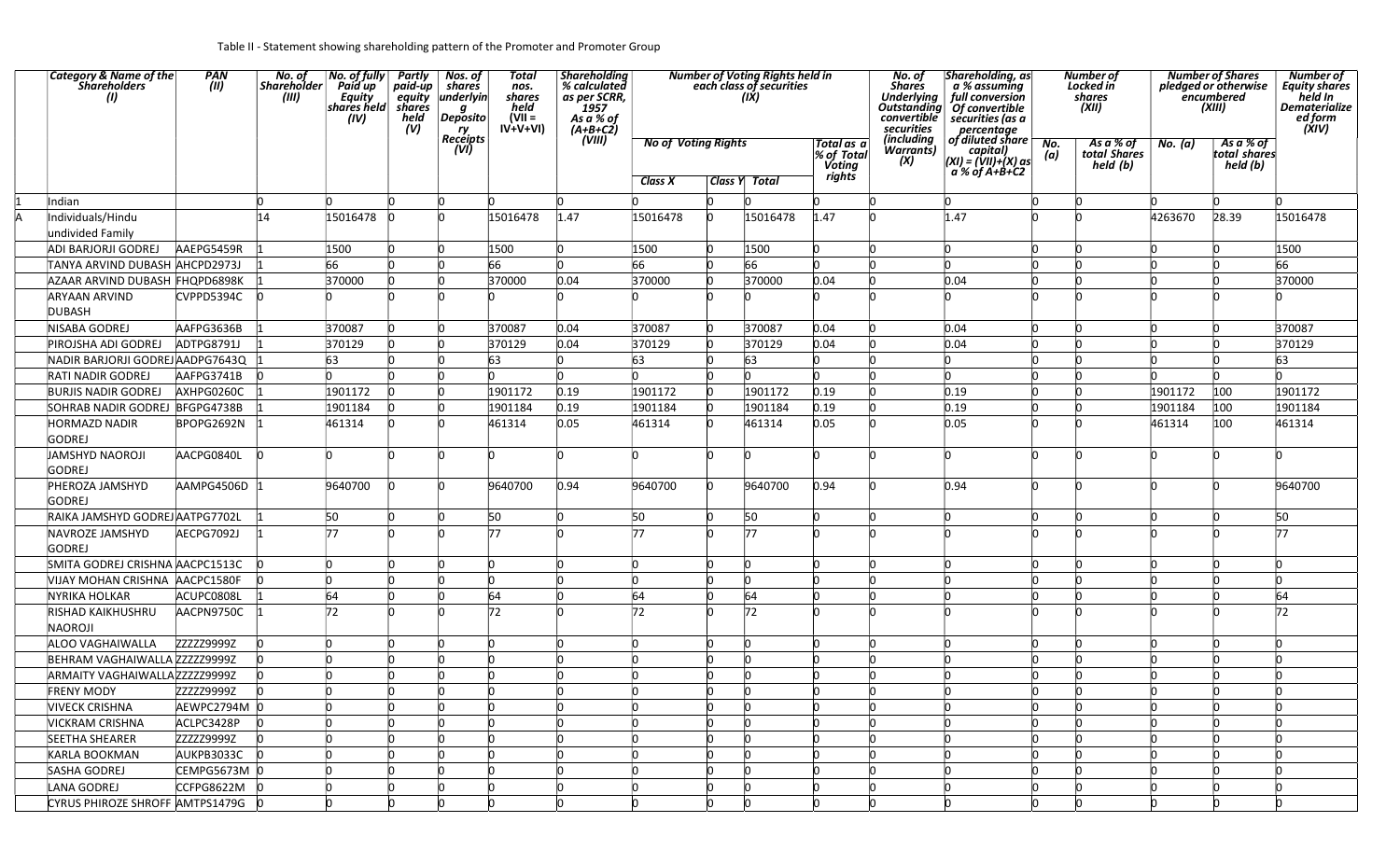Table II - Statement showing shareholding pattern of the Promoter and Promoter Group

| | Category & Name of the Shareholders (I) | PAN (II) | No. of Shareholder (III) | No. of fully Paid up Equity shares held (IV) | Partly paid-up equity shares held (V) | Nos. of shares underlying Depository Receipts (VI) | Total nos. shares held (VII = IV+V+VI) | Shareholding % calculated as per SCRR, 1957 As a % of (A+B+C2) (VIII) | Number of Voting Rights held in each class of securities (IX) | | | | No. of Shares Underlying Outstanding convertible securities (including Warrants) (X) | Shareholding, as a % assuming full conversion Of convertible securities (as a percentage of diluted share capital) (XI) = (VII)+(X) as a % of A+B+C2 | Number of Locked in shares (XII) | | Number of Shares pledged or otherwise encumbered (XIII) | | Number of Equity shares held In Dematerialized form (XIV) |
|---|---|---|---|---|---|---|---|---|---|---|---|---|---|---|---|---|---|---|---|
| | | | | | | | | | No of Voting Rights | | | Total as a % of Total Voting rights | | | No. (a) | As a % of total Shares held (b) | No. (a) | As a % of total shares held (b) | |
| | | | | | | | | | Class X | Class Y | Total | | | | | | | | |
| 1 | Indian | | 0 | 0 | 0 | 0 | 0 | 0 | 0 | 0 | 0 | 0 | 0 | 0 | 0 | 0 | 0 | 0 | 0 |
| A | Individuals/Hindu undivided Family | | 14 | 15016478 | 0 | 0 | 15016478 | 1.47 | 15016478 | 0 | 15016478 | 1.47 | 0 | 1.47 | 0 | 0 | 4263670 | 28.39 | 15016478 |
| | ADI BARJORJI GODREJ | AAEPG5459R | 1 | 1500 | 0 | 0 | 1500 | 0 | 1500 | 0 | 1500 | 0 | 0 | 0 | 0 | 0 | 0 | 0 | 1500 |
| | TANYA ARVIND DUBASH | AHCPD2973J | 1 | 66 | 0 | 0 | 66 | 0 | 66 | 0 | 66 | 0 | 0 | 0 | 0 | 0 | 0 | 0 | 66 |
| | AZAAR ARVIND DUBASH | FHQPD6898K | 1 | 370000 | 0 | 0 | 370000 | 0.04 | 370000 | 0 | 370000 | 0.04 | 0 | 0.04 | 0 | 0 | 0 | 0 | 370000 |
| | ARYAAN ARVIND DUBASH | CVPPD5394C | 0 | 0 | 0 | 0 | 0 | 0 | 0 | 0 | 0 | 0 | 0 | 0 | 0 | 0 | 0 | 0 | 0 |
| | NISABA GODREJ | AAFPG3636B | 1 | 370087 | 0 | 0 | 370087 | 0.04 | 370087 | 0 | 370087 | 0.04 | 0 | 0.04 | 0 | 0 | 0 | 0 | 370087 |
| | PIROJSHA ADI GODREJ | ADTPG8791J | 1 | 370129 | 0 | 0 | 370129 | 0.04 | 370129 | 0 | 370129 | 0.04 | 0 | 0.04 | 0 | 0 | 0 | 0 | 370129 |
| | NADIR BARJORJI GODREJ | AADPG7643Q | 1 | 63 | 0 | 0 | 63 | 0 | 63 | 0 | 63 | 0 | 0 | 0 | 0 | 0 | 0 | 0 | 63 |
| | RATI NADIR GODREJ | AAFPG3741B | 0 | 0 | 0 | 0 | 0 | 0 | 0 | 0 | 0 | 0 | 0 | 0 | 0 | 0 | 0 | 0 | 0 |
| | BURJIS NADIR GODREJ | AXHPG0260C | 1 | 1901172 | 0 | 0 | 1901172 | 0.19 | 1901172 | 0 | 1901172 | 0.19 | 0 | 0.19 | 0 | 0 | 1901172 | 100 | 1901172 |
| | SOHRAB NADIR GODREJ | BFGPG4738B | 1 | 1901184 | 0 | 0 | 1901184 | 0.19 | 1901184 | 0 | 1901184 | 0.19 | 0 | 0.19 | 0 | 0 | 1901184 | 100 | 1901184 |
| | HORMAZD NADIR GODREJ | BPOPG2692N | 1 | 461314 | 0 | 0 | 461314 | 0.05 | 461314 | 0 | 461314 | 0.05 | 0 | 0.05 | 0 | 0 | 461314 | 100 | 461314 |
| | JAMSHYD NAOROJI GODREJ | AACPG0840L | 0 | 0 | 0 | 0 | 0 | 0 | 0 | 0 | 0 | 0 | 0 | 0 | 0 | 0 | 0 | 0 | 0 |
| | PHEROZA JAMSHYD GODREJ | AAMPG4506D | 1 | 9640700 | 0 | 0 | 9640700 | 0.94 | 9640700 | 0 | 9640700 | 0.94 | 0 | 0.94 | 0 | 0 | 0 | 0 | 9640700 |
| | RAIKA JAMSHYD GODREJ | AATPG7702L | 1 | 50 | 0 | 0 | 50 | 0 | 50 | 0 | 50 | 0 | 0 | 0 | 0 | 0 | 0 | 0 | 50 |
| | NAVROZE JAMSHYD GODREJ | AECPG7092J | 1 | 77 | 0 | 0 | 77 | 0 | 77 | 0 | 77 | 0 | 0 | 0 | 0 | 0 | 0 | 0 | 77 |
| | SMITA GODREJ CRISHNA | AACPC1513C | 0 | 0 | 0 | 0 | 0 | 0 | 0 | 0 | 0 | 0 | 0 | 0 | 0 | 0 | 0 | 0 | 0 |
| | VIJAY MOHAN CRISHNA | AACPC1580F | 0 | 0 | 0 | 0 | 0 | 0 | 0 | 0 | 0 | 0 | 0 | 0 | 0 | 0 | 0 | 0 | 0 |
| | NYRIKA HOLKAR | ACUPC0808L | 1 | 64 | 0 | 0 | 64 | 0 | 64 | 0 | 64 | 0 | 0 | 0 | 0 | 0 | 0 | 0 | 64 |
| | RISHAD KAIKHUSHRU NAOROJI | AACPN9750C | 1 | 72 | 0 | 0 | 72 | 0 | 72 | 0 | 72 | 0 | 0 | 0 | 0 | 0 | 0 | 0 | 72 |
| | ALOO VAGHAIWALLA | ZZZZZ9999Z | 0 | 0 | 0 | 0 | 0 | 0 | 0 | 0 | 0 | 0 | 0 | 0 | 0 | 0 | 0 | 0 | 0 |
| | BEHRAM VAGHAIWALLA | ZZZZZ9999Z | 0 | 0 | 0 | 0 | 0 | 0 | 0 | 0 | 0 | 0 | 0 | 0 | 0 | 0 | 0 | 0 | 0 |
| | ARMAITY VAGHAIWALLA | ZZZZZ9999Z | 0 | 0 | 0 | 0 | 0 | 0 | 0 | 0 | 0 | 0 | 0 | 0 | 0 | 0 | 0 | 0 | 0 |
| | FRENY MODY | ZZZZZ9999Z | 0 | 0 | 0 | 0 | 0 | 0 | 0 | 0 | 0 | 0 | 0 | 0 | 0 | 0 | 0 | 0 | 0 |
| | VIVECK CRISHNA | AEWPC2794M | 0 | 0 | 0 | 0 | 0 | 0 | 0 | 0 | 0 | 0 | 0 | 0 | 0 | 0 | 0 | 0 | 0 |
| | VICKRAM CRISHNA | ACLPC3428P | 0 | 0 | 0 | 0 | 0 | 0 | 0 | 0 | 0 | 0 | 0 | 0 | 0 | 0 | 0 | 0 | 0 |
| | SEETHA SHEARER | ZZZZZ9999Z | 0 | 0 | 0 | 0 | 0 | 0 | 0 | 0 | 0 | 0 | 0 | 0 | 0 | 0 | 0 | 0 | 0 |
| | KARLA BOOKMAN | AUKPB3033C | 0 | 0 | 0 | 0 | 0 | 0 | 0 | 0 | 0 | 0 | 0 | 0 | 0 | 0 | 0 | 0 | 0 |
| | SASHA GODREJ | CEMPG5673M | 0 | 0 | 0 | 0 | 0 | 0 | 0 | 0 | 0 | 0 | 0 | 0 | 0 | 0 | 0 | 0 | 0 |
| | LANA GODREJ | CCFPG8622M | 0 | 0 | 0 | 0 | 0 | 0 | 0 | 0 | 0 | 0 | 0 | 0 | 0 | 0 | 0 | 0 | 0 |
| | CYRUS PHIROZE SHROFF | AMTPS1479G | 0 | 0 | 0 | 0 | 0 | 0 | 0 | 0 | 0 | 0 | 0 | 0 | 0 | 0 | 0 | 0 | 0 |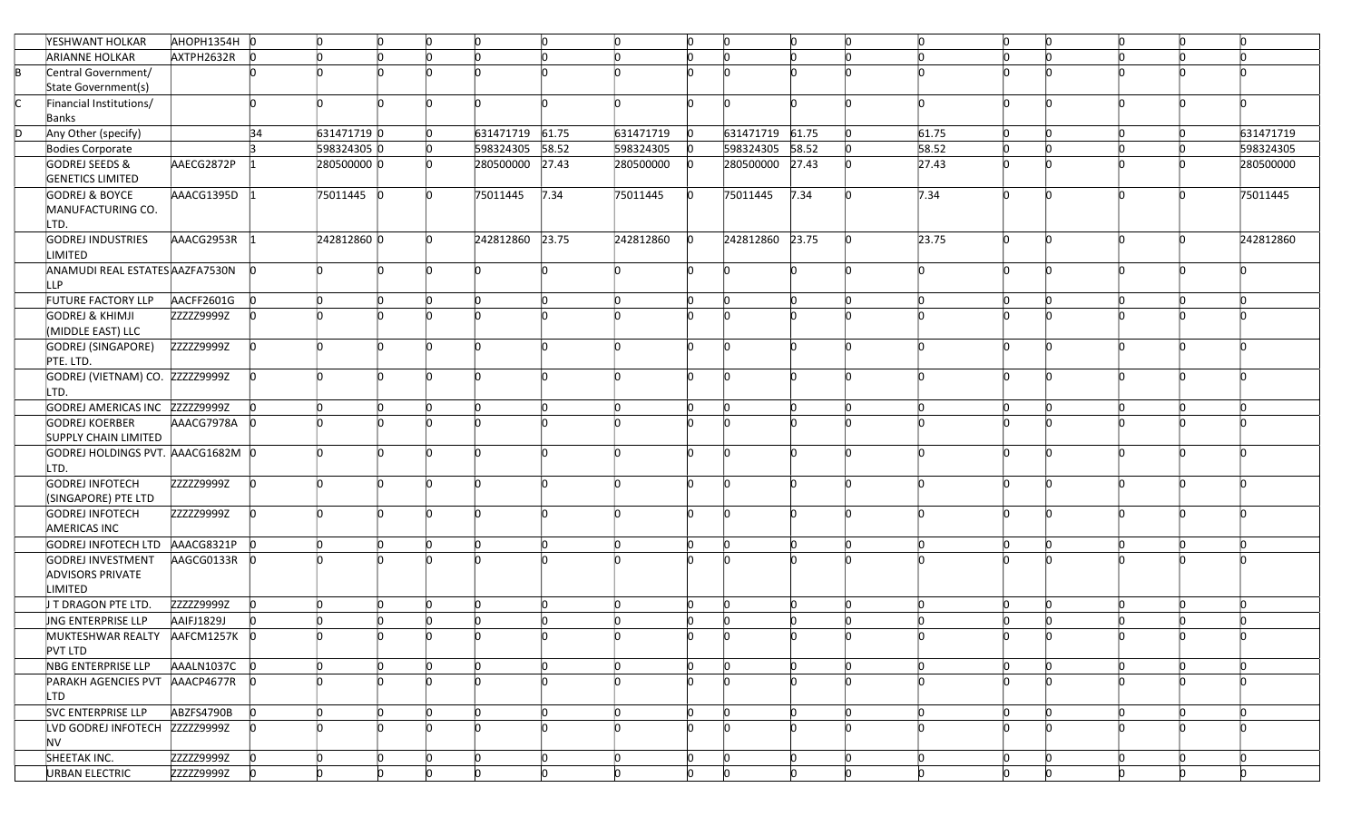| | | | | | | | | | | | | | | | | | | | |
|---|---|---|---|---|---|---|---|---|---|---|---|---|---|---|---|---|---|---|---|
| | YESHWANT HOLKAR | AHOPH1354H | 0 | 0 | 0 | 0 | 0 | 0 | 0 | 0 | 0 | 0 | 0 | 0 | 0 | 0 | 0 | 0 | 0 |
| | ARIANNE HOLKAR | AXTPH2632R | 0 | 0 | 0 | 0 | 0 | 0 | 0 | 0 | 0 | 0 | 0 | 0 | 0 | 0 | 0 | 0 | 0 |
| B | Central Government/ State Government(s) | | | 0 | 0 | 0 | 0 | 0 | 0 | 0 | 0 | 0 | 0 | 0 | 0 | 0 | 0 | 0 | 0 |
| C | Financial Institutions/ Banks | | 0 | 0 | 0 | 0 | 0 | 0 | 0 | 0 | 0 | 0 | 0 | 0 | 0 | 0 | 0 | 0 | 0 |
| D | Any Other (specify) | | 34 | 631471719 | 0 | 0 | 631471719 | 61.75 | 631471719 | 0 | 631471719 | 61.75 | 0 | 61.75 | 0 | 0 | 0 | 0 | 631471719 |
| | Bodies Corporate | | 3 | 598324305 | 0 | 0 | 598324305 | 58.52 | 598324305 | 0 | 598324305 | 58.52 | 0 | 58.52 | 0 | 0 | 0 | 0 | 598324305 |
| | GODREJ SEEDS & GENETICS LIMITED | AAECG2872P | 1 | 280500000 | 0 | 0 | 280500000 | 27.43 | 280500000 | 0 | 280500000 | 27.43 | 0 | 27.43 | 0 | 0 | 0 | 0 | 280500000 |
| | GODREJ & BOYCE MANUFACTURING CO. LTD. | AAACG1395D | 1 | 75011445 | 0 | 0 | 75011445 | 7.34 | 75011445 | 0 | 75011445 | 7.34 | 0 | 7.34 | 0 | 0 | 0 | 0 | 75011445 |
| | GODREJ INDUSTRIES LIMITED | AAACG2953R | 1 | 242812860 | 0 | 0 | 242812860 | 23.75 | 242812860 | 0 | 242812860 | 23.75 | 0 | 23.75 | 0 | 0 | 0 | 0 | 242812860 |
| | ANAMUDI REAL ESTATES LLP | AAZFA7530N | 0 | 0 | 0 | 0 | 0 | 0 | 0 | 0 | 0 | 0 | 0 | 0 | 0 | 0 | 0 | 0 | 0 |
| | FUTURE FACTORY LLP | AACFF2601G | 0 | 0 | 0 | 0 | 0 | 0 | 0 | 0 | 0 | 0 | 0 | 0 | 0 | 0 | 0 | 0 | 0 |
| | GODREJ & KHIMJI (MIDDLE EAST) LLC | ZZZZZ9999Z | 0 | 0 | 0 | 0 | 0 | 0 | 0 | 0 | 0 | 0 | 0 | 0 | 0 | 0 | 0 | 0 | 0 |
| | GODREJ (SINGAPORE) PTE. LTD. | ZZZZZ9999Z | 0 | 0 | 0 | 0 | 0 | 0 | 0 | 0 | 0 | 0 | 0 | 0 | 0 | 0 | 0 | 0 | 0 |
| | GODREJ (VIETNAM) CO. LTD. | ZZZZZ9999Z | 0 | 0 | 0 | 0 | 0 | 0 | 0 | 0 | 0 | 0 | 0 | 0 | 0 | 0 | 0 | 0 | 0 |
| | GODREJ AMERICAS INC | ZZZZZ9999Z | 0 | 0 | 0 | 0 | 0 | 0 | 0 | 0 | 0 | 0 | 0 | 0 | 0 | 0 | 0 | 0 | 0 |
| | GODREJ KOERBER SUPPLY CHAIN LIMITED | AAACG7978A | 0 | 0 | 0 | 0 | 0 | 0 | 0 | 0 | 0 | 0 | 0 | 0 | 0 | 0 | 0 | 0 | 0 |
| | GODREJ HOLDINGS PVT. LTD. | AAACG1682M | 0 | 0 | 0 | 0 | 0 | 0 | 0 | 0 | 0 | 0 | 0 | 0 | 0 | 0 | 0 | 0 | 0 |
| | GODREJ INFOTECH (SINGAPORE) PTE LTD | ZZZZZ9999Z | 0 | 0 | 0 | 0 | 0 | 0 | 0 | 0 | 0 | 0 | 0 | 0 | 0 | 0 | 0 | 0 | 0 |
| | GODREJ INFOTECH AMERICAS INC | ZZZZZ9999Z | 0 | 0 | 0 | 0 | 0 | 0 | 0 | 0 | 0 | 0 | 0 | 0 | 0 | 0 | 0 | 0 | 0 |
| | GODREJ INFOTECH LTD | AAACG8321P | 0 | 0 | 0 | 0 | 0 | 0 | 0 | 0 | 0 | 0 | 0 | 0 | 0 | 0 | 0 | 0 | 0 |
| | GODREJ INVESTMENT ADVISORS PRIVATE LIMITED | AAGCG0133R | 0 | 0 | 0 | 0 | 0 | 0 | 0 | 0 | 0 | 0 | 0 | 0 | 0 | 0 | 0 | 0 | 0 |
| | J T DRAGON PTE LTD. | ZZZZZ9999Z | 0 | 0 | 0 | 0 | 0 | 0 | 0 | 0 | 0 | 0 | 0 | 0 | 0 | 0 | 0 | 0 | 0 |
| | JNG ENTERPRISE LLP | AAIFJ1829J | 0 | 0 | 0 | 0 | 0 | 0 | 0 | 0 | 0 | 0 | 0 | 0 | 0 | 0 | 0 | 0 | 0 |
| | MUKTESHWAR REALTY PVT LTD | AAFCM1257K | 0 | 0 | 0 | 0 | 0 | 0 | 0 | 0 | 0 | 0 | 0 | 0 | 0 | 0 | 0 | 0 | 0 |
| | NBG ENTERPRISE LLP | AAALN1037C | 0 | 0 | 0 | 0 | 0 | 0 | 0 | 0 | 0 | 0 | 0 | 0 | 0 | 0 | 0 | 0 | 0 |
| | PARAKH AGENCIES PVT LTD | AAACP4677R | 0 | 0 | 0 | 0 | 0 | 0 | 0 | 0 | 0 | 0 | 0 | 0 | 0 | 0 | 0 | 0 | 0 |
| | SVC ENTERPRISE LLP | ABZFS4790B | 0 | 0 | 0 | 0 | 0 | 0 | 0 | 0 | 0 | 0 | 0 | 0 | 0 | 0 | 0 | 0 | 0 |
| | LVD GODREJ INFOTECH NV | ZZZZZ9999Z | 0 | 0 | 0 | 0 | 0 | 0 | 0 | 0 | 0 | 0 | 0 | 0 | 0 | 0 | 0 | 0 | 0 |
| | SHEETAK INC. | ZZZZZ9999Z | 0 | 0 | 0 | 0 | 0 | 0 | 0 | 0 | 0 | 0 | 0 | 0 | 0 | 0 | 0 | 0 | 0 |
| | URBAN ELECTRIC | ZZZZZ9999Z | 0 | 0 | 0 | 0 | 0 | 0 | 0 | 0 | 0 | 0 | 0 | 0 | 0 | 0 | 0 | 0 | 0 |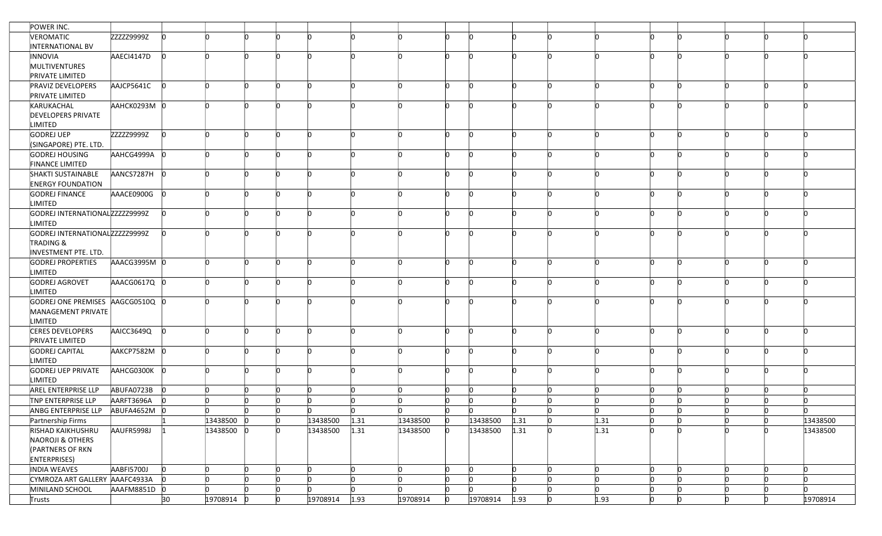| POWER INC. | | | | | | | | | | | | | | | | | | | |
|---|---|---|---|---|---|---|---|---|---|---|---|---|---|---|---|---|---|---|---|
| VEROMATIC INTERNATIONAL BV | ZZZZZ9999Z | 0 | 0 | 0 | 0 | 0 | 0 | 0 | 0 | 0 | 0 | 0 | 0 | 0 | 0 | 0 | 0 | 0 |
| INNOVIA MULTIVENTURES PRIVATE LIMITED | AAECI4147D | 0 | 0 | 0 | 0 | 0 | 0 | 0 | 0 | 0 | 0 | 0 | 0 | 0 | 0 | 0 | 0 | 0 |
| PRAVIZ DEVELOPERS PRIVATE LIMITED | AAJCP5641C | 0 | 0 | 0 | 0 | 0 | 0 | 0 | 0 | 0 | 0 | 0 | 0 | 0 | 0 | 0 | 0 | 0 |
| KARUKACHAL DEVELOPERS PRIVATE LIMITED | AAHCK0293M | 0 | 0 | 0 | 0 | 0 | 0 | 0 | 0 | 0 | 0 | 0 | 0 | 0 | 0 | 0 | 0 | 0 |
| GODREJ UEP (SINGAPORE) PTE. LTD. | ZZZZZ9999Z | 0 | 0 | 0 | 0 | 0 | 0 | 0 | 0 | 0 | 0 | 0 | 0 | 0 | 0 | 0 | 0 | 0 |
| GODREJ HOUSING FINANCE LIMITED | AAHCG4999A | 0 | 0 | 0 | 0 | 0 | 0 | 0 | 0 | 0 | 0 | 0 | 0 | 0 | 0 | 0 | 0 | 0 |
| SHAKTI SUSTAINABLE ENERGY FOUNDATION | AANCS7287H | 0 | 0 | 0 | 0 | 0 | 0 | 0 | 0 | 0 | 0 | 0 | 0 | 0 | 0 | 0 | 0 | 0 |
| GODREJ FINANCE LIMITED | AAACE0900G | 0 | 0 | 0 | 0 | 0 | 0 | 0 | 0 | 0 | 0 | 0 | 0 | 0 | 0 | 0 | 0 | 0 |
| GODREJ INTERNATIONAL LIMITED | ZZZZZ9999Z | 0 | 0 | 0 | 0 | 0 | 0 | 0 | 0 | 0 | 0 | 0 | 0 | 0 | 0 | 0 | 0 | 0 |
| GODREJ INTERNATIONAL TRADING & INVESTMENT PTE. LTD. | ZZZZZ9999Z | 0 | 0 | 0 | 0 | 0 | 0 | 0 | 0 | 0 | 0 | 0 | 0 | 0 | 0 | 0 | 0 | 0 |
| GODREJ PROPERTIES LIMITED | AAACG3995M | 0 | 0 | 0 | 0 | 0 | 0 | 0 | 0 | 0 | 0 | 0 | 0 | 0 | 0 | 0 | 0 | 0 |
| GODREJ AGROVET LIMITED | AAACG0617Q | 0 | 0 | 0 | 0 | 0 | 0 | 0 | 0 | 0 | 0 | 0 | 0 | 0 | 0 | 0 | 0 | 0 |
| GODREJ ONE PREMISES MANAGEMENT PRIVATE LIMITED | AAGCG0510Q | 0 | 0 | 0 | 0 | 0 | 0 | 0 | 0 | 0 | 0 | 0 | 0 | 0 | 0 | 0 | 0 | 0 |
| CERES DEVELOPERS PRIVATE LIMITED | AAICC3649Q | 0 | 0 | 0 | 0 | 0 | 0 | 0 | 0 | 0 | 0 | 0 | 0 | 0 | 0 | 0 | 0 | 0 |
| GODREJ CAPITAL LIMITED | AAKCP7582M | 0 | 0 | 0 | 0 | 0 | 0 | 0 | 0 | 0 | 0 | 0 | 0 | 0 | 0 | 0 | 0 | 0 |
| GODREJ UEP PRIVATE LIMITED | AAHCG0300K | 0 | 0 | 0 | 0 | 0 | 0 | 0 | 0 | 0 | 0 | 0 | 0 | 0 | 0 | 0 | 0 | 0 |
| AREL ENTERPRISE LLP | ABUFA0723B | 0 | 0 | 0 | 0 | 0 | 0 | 0 | 0 | 0 | 0 | 0 | 0 | 0 | 0 | 0 | 0 | 0 |
| TNP ENTERPRISE LLP | AARFT3696A | 0 | 0 | 0 | 0 | 0 | 0 | 0 | 0 | 0 | 0 | 0 | 0 | 0 | 0 | 0 | 0 | 0 |
| ANBG ENTERPRISE LLP | ABUFA4652M | 0 | 0 | 0 | 0 | 0 | 0 | 0 | 0 | 0 | 0 | 0 | 0 | 0 | 0 | 0 | 0 | 0 |
| Partnership Firms | | 1 | 13438500 | 0 | 0 | 13438500 | 1.31 | 13438500 | 0 | 13438500 | 1.31 | 0 | 1.31 | 0 | 0 | 0 | 0 | 13438500 |
| RISHAD KAIKHUSHRU NAOROJI & OTHERS (PARTNERS OF RKN ENTERPRISES) | AAUFR5998J | 1 | 13438500 | 0 | 0 | 13438500 | 1.31 | 13438500 | 0 | 13438500 | 1.31 | 0 | 1.31 | 0 | 0 | 0 | 0 | 13438500 |
| INDIA WEAVES | AABFI5700J | 0 | 0 | 0 | 0 | 0 | 0 | 0 | 0 | 0 | 0 | 0 | 0 | 0 | 0 | 0 | 0 | 0 |
| CYMROZA ART GALLERY | AAAFC4933A | 0 | 0 | 0 | 0 | 0 | 0 | 0 | 0 | 0 | 0 | 0 | 0 | 0 | 0 | 0 | 0 | 0 |
| MINILAND SCHOOL | AAAFM8851D | 0 | 0 | 0 | 0 | 0 | 0 | 0 | 0 | 0 | 0 | 0 | 0 | 0 | 0 | 0 | 0 | 0 |
| Trusts | | 30 | 19708914 | 0 | 0 | 19708914 | 1.93 | 19708914 | 0 | 19708914 | 1.93 | 0 | 1.93 | 0 | 0 | 0 | 0 | 19708914 |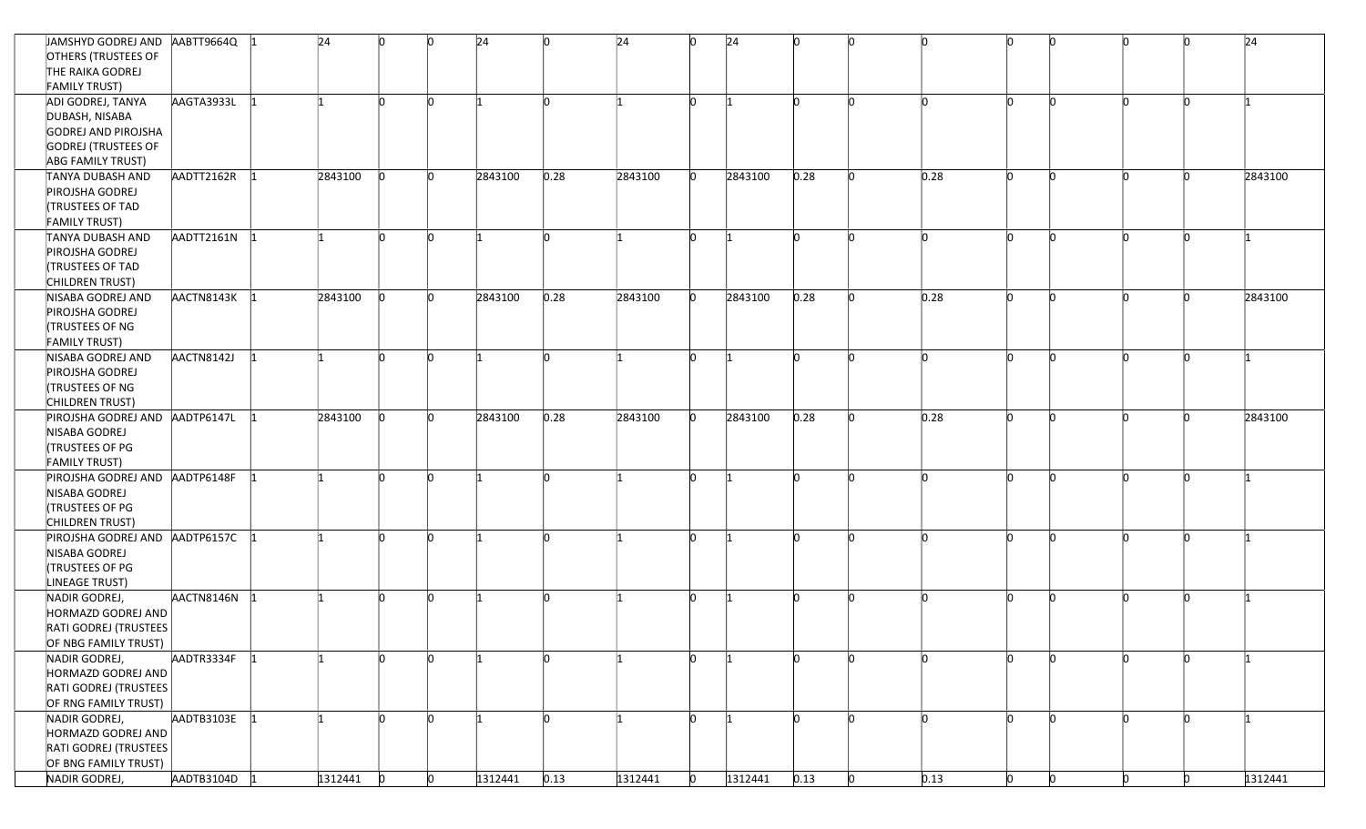| | | | | | | | | | | | | | | | | | | |
|---|---|---|---|---|---|---|---|---|---|---|---|---|---|---|---|---|---|---|
| JAMSHYD GODREJ AND OTHERS (TRUSTEES OF THE RAIKA GODREJ FAMILY TRUST) | AABTT9664Q | 1 | 24 | 0 | 0 | 24 | 0 | 24 | 0 | 24 | 0 | 0 | 0 | 0 | 0 | 0 | 0 | 24 |
| ADI GODREJ, TANYA DUBASH, NISABA GODREJ AND PIROJSHA GODREJ (TRUSTEES OF ABG FAMILY TRUST) | AAGTA3933L | 1 | 1 | 0 | 0 | 1 | 0 | 1 | 0 | 1 | 0 | 0 | 0 | 0 | 0 | 0 | 0 | 1 |
| TANYA DUBASH AND PIROJSHA GODREJ (TRUSTEES OF TAD FAMILY TRUST) | AADTT2162R | 1 | 2843100 | 0 | 0 | 2843100 | 0.28 | 2843100 | 0 | 2843100 | 0.28 | 0 | 0.28 | 0 | 0 | 0 | 0 | 2843100 |
| TANYA DUBASH AND PIROJSHA GODREJ (TRUSTEES OF TAD CHILDREN TRUST) | AADTT2161N | 1 | 1 | 0 | 0 | 1 | 0 | 1 | 0 | 1 | 0 | 0 | 0 | 0 | 0 | 0 | 0 | 1 |
| NISABA GODREJ AND PIROJSHA GODREJ (TRUSTEES OF NG FAMILY TRUST) | AACTN8143K | 1 | 2843100 | 0 | 0 | 2843100 | 0.28 | 2843100 | 0 | 2843100 | 0.28 | 0 | 0.28 | 0 | 0 | 0 | 0 | 2843100 |
| NISABA GODREJ AND PIROJSHA GODREJ (TRUSTEES OF NG CHILDREN TRUST) | AACTN8142J | 1 | 1 | 0 | 0 | 1 | 0 | 1 | 0 | 1 | 0 | 0 | 0 | 0 | 0 | 0 | 0 | 1 |
| PIROJSHA GODREJ AND NISABA GODREJ (TRUSTEES OF PG FAMILY TRUST) | AADTP6147L | 1 | 2843100 | 0 | 0 | 2843100 | 0.28 | 2843100 | 0 | 2843100 | 0.28 | 0 | 0.28 | 0 | 0 | 0 | 0 | 2843100 |
| PIROJSHA GODREJ AND NISABA GODREJ (TRUSTEES OF PG CHILDREN TRUST) | AADTP6148F | 1 | 1 | 0 | 0 | 1 | 0 | 1 | 0 | 1 | 0 | 0 | 0 | 0 | 0 | 0 | 0 | 1 |
| PIROJSHA GODREJ AND NISABA GODREJ (TRUSTEES OF PG LINEAGE TRUST) | AADTP6157C | 1 | 1 | 0 | 0 | 1 | 0 | 1 | 0 | 1 | 0 | 0 | 0 | 0 | 0 | 0 | 0 | 1 |
| NADIR GODREJ, HORMAZD GODREJ AND RATI GODREJ (TRUSTEES OF NBG FAMILY TRUST) | AACTN8146N | 1 | 1 | 0 | 0 | 1 | 0 | 1 | 0 | 1 | 0 | 0 | 0 | 0 | 0 | 0 | 0 | 1 |
| NADIR GODREJ, HORMAZD GODREJ AND RATI GODREJ (TRUSTEES OF RNG FAMILY TRUST) | AADTR3334F | 1 | 1 | 0 | 0 | 1 | 0 | 1 | 0 | 1 | 0 | 0 | 0 | 0 | 0 | 0 | 0 | 1 |
| NADIR GODREJ, HORMAZD GODREJ AND RATI GODREJ (TRUSTEES OF BNG FAMILY TRUST) | AADTB3103E | 1 | 1 | 0 | 0 | 1 | 0 | 1 | 0 | 1 | 0 | 0 | 0 | 0 | 0 | 0 | 0 | 1 |
| NADIR GODREJ, | AADTB3104D | 1 | 1312441 | 0 | 0 | 1312441 | 0.13 | 1312441 | 0 | 1312441 | 0.13 | 0 | 0.13 | 0 | 0 | 0 | 0 | 1312441 |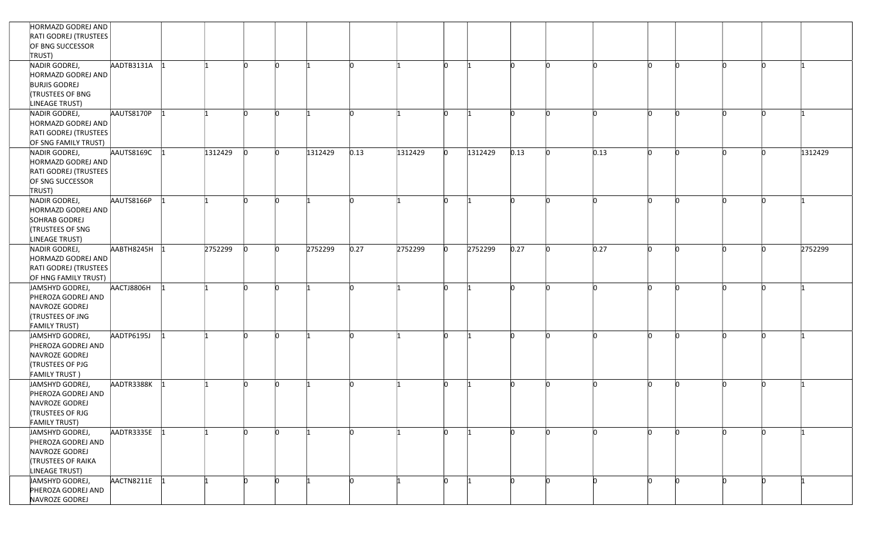| | | | | | | | | | | | | | | | | | | |
|---|---|---|---|---|---|---|---|---|---|---|---|---|---|---|---|---|---|---|
| HORMAZD GODREJ AND RATI GODREJ (TRUSTEES OF BNG SUCCESSOR TRUST) | | | | | | | | | | | | | | | | | | |
| NADIR GODREJ, HORMAZD GODREJ AND BURJIS GODREJ (TRUSTEES OF BNG LINEAGE TRUST) | AADTB3131A | 1 | 1 | 0 | 0 | 1 | 0 | 1 | 0 | 1 | 0 | 0 | 0 | 0 | 0 | 0 | 0 | 1 |
| NADIR GODREJ, HORMAZD GODREJ AND RATI GODREJ (TRUSTEES OF SNG FAMILY TRUST) | AAUTS8170P | 1 | 1 | 0 | 0 | 1 | 0 | 1 | 0 | 1 | 0 | 0 | 0 | 0 | 0 | 0 | 0 | 1 |
| NADIR GODREJ, HORMAZD GODREJ AND RATI GODREJ (TRUSTEES OF SNG SUCCESSOR TRUST) | AAUTS8169C | 1 | 1312429 | 0 | 0 | 1312429 | 0.13 | 1312429 | 0 | 1312429 | 0.13 | 0 | 0.13 | 0 | 0 | 0 | 0 | 1312429 |
| NADIR GODREJ, HORMAZD GODREJ AND SOHRAB GODREJ (TRUSTEES OF SNG LINEAGE TRUST) | AAUTS8166P | 1 | 1 | 0 | 0 | 1 | 0 | 1 | 0 | 1 | 0 | 0 | 0 | 0 | 0 | 0 | 0 | 1 |
| NADIR GODREJ, HORMAZD GODREJ AND RATI GODREJ (TRUSTEES OF HNG FAMILY TRUST) | AABTH8245H | 1 | 2752299 | 0 | 0 | 2752299 | 0.27 | 2752299 | 0 | 2752299 | 0.27 | 0 | 0.27 | 0 | 0 | 0 | 0 | 2752299 |
| JAMSHYD GODREJ, PHEROZA GODREJ AND NAVROZE GODREJ (TRUSTEES OF JNG FAMILY TRUST) | AACTJ8806H | 1 | 1 | 0 | 0 | 1 | 0 | 1 | 0 | 1 | 0 | 0 | 0 | 0 | 0 | 0 | 0 | 1 |
| JAMSHYD GODREJ, PHEROZA GODREJ AND NAVROZE GODREJ (TRUSTEES OF PJG FAMILY TRUST ) | AADTP6195J | 1 | 1 | 0 | 0 | 1 | 0 | 1 | 0 | 1 | 0 | 0 | 0 | 0 | 0 | 0 | 0 | 1 |
| JAMSHYD GODREJ, PHEROZA GODREJ AND NAVROZE GODREJ (TRUSTEES OF RJG FAMILY TRUST) | AADTR3388K | 1 | 1 | 0 | 0 | 1 | 0 | 1 | 0 | 1 | 0 | 0 | 0 | 0 | 0 | 0 | 0 | 1 |
| JAMSHYD GODREJ, PHEROZA GODREJ AND NAVROZE GODREJ (TRUSTEES OF RAIKA LINEAGE TRUST) | AADTR3335E | 1 | 1 | 0 | 0 | 1 | 0 | 1 | 0 | 1 | 0 | 0 | 0 | 0 | 0 | 0 | 0 | 1 |
| JAMSHYD GODREJ, PHEROZA GODREJ AND NAVROZE GODREJ | AACTN8211E | 1 | 1 | 0 | 0 | 1 | 0 | 1 | 0 | 1 | 0 | 0 | 0 | 0 | 0 | 0 | 0 | 1 |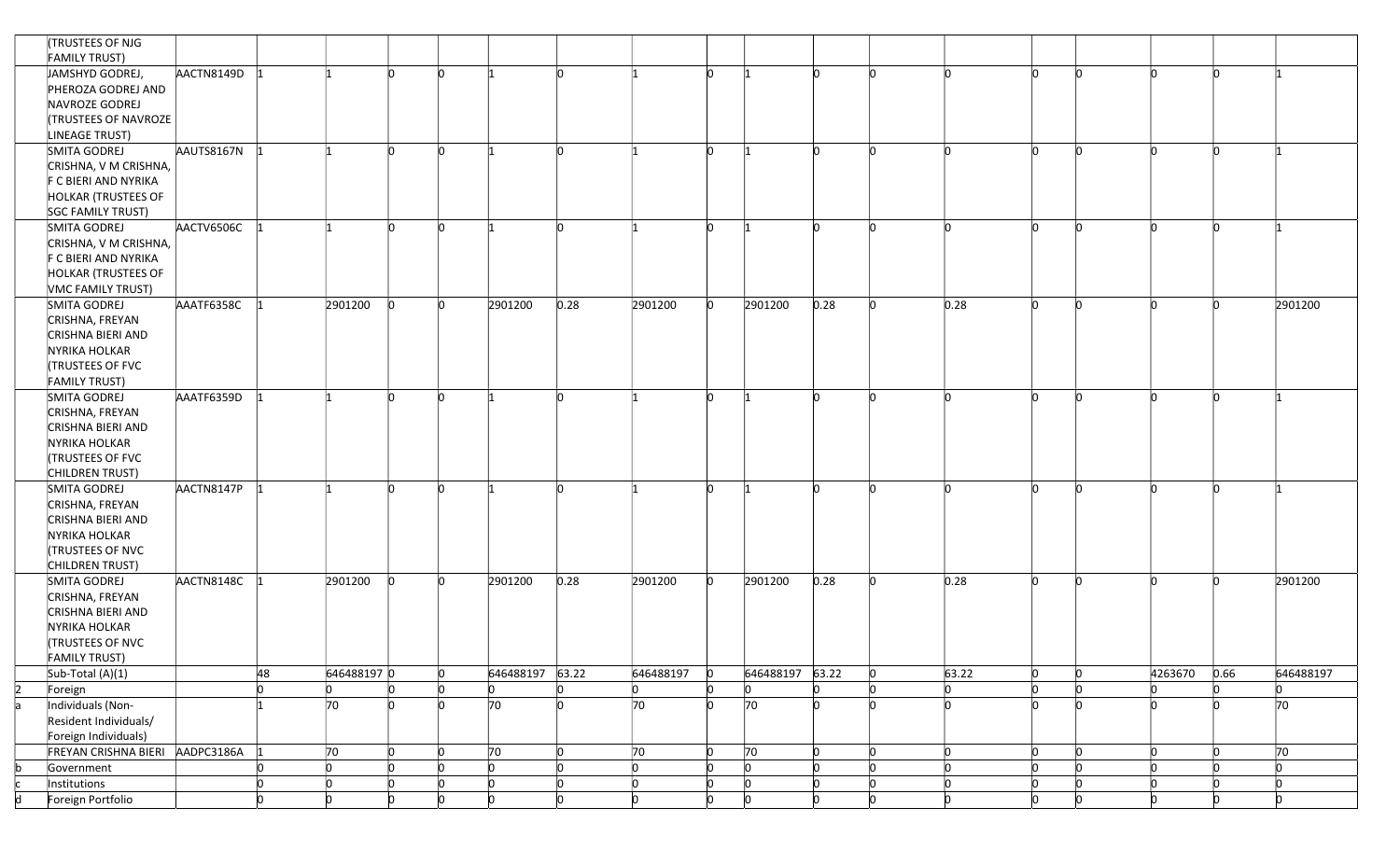| | (TRUSTEES OF NJG FAMILY TRUST) | | | | | | | | | | | | | | | | | | |
|---|---|---|---|---|---|---|---|---|---|---|---|---|---|---|---|---|---|---|---|
| | JAMSHYD GODREJ, PHEROZA GODREJ AND NAVROZE GODREJ (TRUSTEES OF NAVROZE LINEAGE TRUST) | AACTN8149D | 1 | 1 | 0 | 0 | 1 | 0 | 1 | 0 | 1 | 0 | 0 | 0 | 0 | 0 | 0 | 0 | 1 |
| | SMITA GODREJ CRISHNA, V M CRISHNA, F C BIERI AND NYRIKA HOLKAR (TRUSTEES OF SGC FAMILY TRUST) | AAUTS8167N | 1 | 1 | 0 | 0 | 1 | 0 | 1 | 0 | 1 | 0 | 0 | 0 | 0 | 0 | 0 | 0 | 1 |
| | SMITA GODREJ CRISHNA, V M CRISHNA, F C BIERI AND NYRIKA HOLKAR (TRUSTEES OF VMC FAMILY TRUST) | AACTV6506C | 1 | 1 | 0 | 0 | 1 | 0 | 1 | 0 | 1 | 0 | 0 | 0 | 0 | 0 | 0 | 0 | 1 |
| | SMITA GODREJ CRISHNA, FREYAN CRISHNA BIERI AND NYRIKA HOLKAR (TRUSTEES OF FVC FAMILY TRUST) | AAATF6358C | 1 | 2901200 | 0 | 0 | 2901200 | 0.28 | 2901200 | 0 | 2901200 | 0.28 | 0 | 0.28 | 0 | 0 | 0 | 0 | 2901200 |
| | SMITA GODREJ CRISHNA, FREYAN CRISHNA BIERI AND NYRIKA HOLKAR (TRUSTEES OF FVC CHILDREN TRUST) | AAATF6359D | 1 | 1 | 0 | 0 | 1 | 0 | 1 | 0 | 1 | 0 | 0 | 0 | 0 | 0 | 0 | 0 | 1 |
| | SMITA GODREJ CRISHNA, FREYAN CRISHNA BIERI AND NYRIKA HOLKAR (TRUSTEES OF NVC CHILDREN TRUST) | AACTN8147P | 1 | 1 | 0 | 0 | 1 | 0 | 1 | 0 | 1 | 0 | 0 | 0 | 0 | 0 | 0 | 0 | 1 |
| | SMITA GODREJ CRISHNA, FREYAN CRISHNA BIERI AND NYRIKA HOLKAR (TRUSTEES OF NVC FAMILY TRUST) | AACTN8148C | 1 | 2901200 | 0 | 0 | 2901200 | 0.28 | 2901200 | 0 | 2901200 | 0.28 | 0 | 0.28 | 0 | 0 | 0 | 0 | 2901200 |
| | Sub-Total (A)(1) | | 48 | 646488197 | 0 | 0 | 646488197 | 63.22 | 646488197 | 0 | 646488197 | 63.22 | 0 | 63.22 | 0 | 0 | 4263670 | 0.66 | 646488197 |
| 2 | Foreign | | 0 | 0 | 0 | 0 | 0 | 0 | 0 | 0 | 0 | 0 | 0 | 0 | 0 | 0 | 0 | 0 | 0 |
| a | Individuals (Non-Resident Individuals/ Foreign Individuals) | | 1 | 70 | 0 | 0 | 70 | 0 | 70 | 0 | 70 | 0 | 0 | 0 | 0 | 0 | 0 | 0 | 70 |
| | FREYAN CRISHNA BIERI | AADPC3186A | 1 | 70 | 0 | 0 | 70 | 0 | 70 | 0 | 70 | 0 | 0 | 0 | 0 | 0 | 0 | 0 | 70 |
| b | Government | | 0 | 0 | 0 | 0 | 0 | 0 | 0 | 0 | 0 | 0 | 0 | 0 | 0 | 0 | 0 | 0 | 0 |
| c | Institutions | | 0 | 0 | 0 | 0 | 0 | 0 | 0 | 0 | 0 | 0 | 0 | 0 | 0 | 0 | 0 | 0 | 0 |
| d | Foreign Portfolio | | 0 | 0 | 0 | 0 | 0 | 0 | 0 | 0 | 0 | 0 | 0 | 0 | 0 | 0 | 0 | 0 | 0 |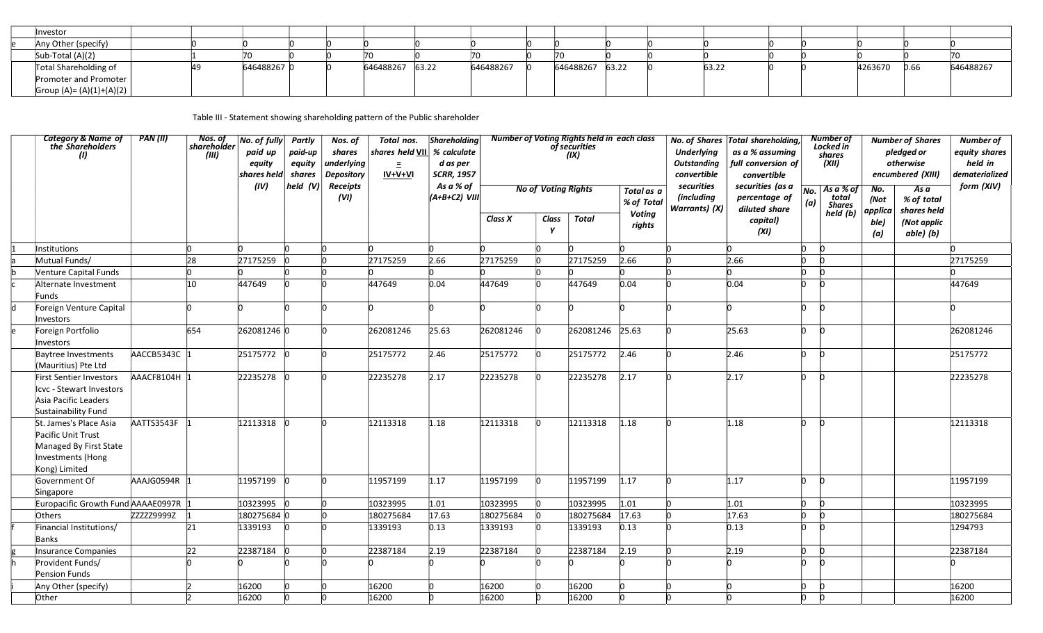| | Category & Name of the Shareholders (I) | PAN (II) | Nos. of shareholder (III) | No. of fully paid up equity shares held (IV) | Partly paid-up equity shares held (V) | Nos. of shares underlying Depository Receipts (VI) | Total nos. shares held VII = IV+V+VI | Shareholding % calculated as per SCRR, 1957 As a % of (A+B+C2) VIII | Class X | Class Y | Total | Total as a % of Total Voting rights | No. of Shares Underlying Outstanding convertible securities (including Warrants) (X) | Total shareholding, as a % assuming full conversion of convertible securities (as a percentage of diluted share capital) (XI) | No. (a) | As a % of total Shares held (b) | No. (a) | As a % of total shares held (b) | Number of equity shares held in dematerialized form (XIV) |
|---|---|---|---|---|---|---|---|---|---|---|---|---|---|---|---|---|---|---|---|
| | Investor | | | | | | | | | | | | | | | | | | |
| e | Any Other (specify) | | 0 | 0 | 0 | 0 | 0 | 0 | 0 | 0 | 0 | 0 | 0 | 0 | 0 | 0 | 0 | 0 | 0 |
| | Sub-Total (A)(2) | | 1 | 70 | 0 | 0 | 70 | 0 | 70 | 0 | 70 | 0 | 0 | 0 | 0 | 0 | 0 | 0 | 70 |
| | Total Shareholding of Promoter and Promoter Group (A)= (A)(1)+(A)(2) | | 49 | 646488267 | 0 | 0 | 646488267 | 63.22 | 646488267 | 0 | 646488267 | 63.22 | 0 | 63.22 | 0 | 0 | 4263670 | 0.66 | 646488267 |

Table III - Statement showing shareholding pattern of the Public shareholder

| | Category & Name of the Shareholders (I) | PAN (II) | Nos. of shareholder (III) | No. of fully paid up equity shares held (IV) | Partly paid-up equity shares held (V) | Nos. of shares underlying Depository Receipts (VI) | Total nos. shares held VII = IV+V+VI | Shareholding % calculated as per SCRR, 1957 As a % of (A+B+C2) VIII | Number of Voting Rights held in each class of securities (IX) | | | | No. of Shares Underlying Outstanding convertible securities (including Warrants) (X) | Total shareholding, as a % assuming full conversion of convertible securities (as a percentage of diluted share capital) (XI) | Number of Locked in shares (XII) | | Number of Shares pledged or otherwise encumbered (XIII) | | Number of equity shares held in dematerialized form (XIV) |
|---|---|---|---|---|---|---|---|---|---|---|---|---|---|---|---|---|---|---|---|
| | | | | | | | | | No of Voting Rights | | | Total as a % of Total Voting rights | | | No. (a) | As a % of total Shares held (b) | No. (Not applicable) (a) | As a % of total shares held (Not applicable) (b) | |
| | | | | | | | | | Class X | Class Y | Total | | | | | | | | |
| 1 | Institutions | | 0 | 0 | 0 | 0 | 0 | 0 | 0 | 0 | 0 | 0 | 0 | 0 | 0 | 0 | | | 0 |
| a | Mutual Funds/ | | 28 | 27175259 | 0 | 0 | 27175259 | 2.66 | 27175259 | 0 | 27175259 | 2.66 | 0 | 2.66 | 0 | 0 | | | 27175259 |
| b | Venture Capital Funds | | 0 | 0 | 0 | 0 | 0 | 0 | 0 | 0 | 0 | 0 | 0 | 0 | 0 | 0 | | | 0 |
| c | Alternate Investment Funds | | 10 | 447649 | 0 | 0 | 447649 | 0.04 | 447649 | 0 | 447649 | 0.04 | 0 | 0.04 | 0 | 0 | | | 447649 |
| d | Foreign Venture Capital Investors | | 0 | 0 | 0 | 0 | 0 | 0 | 0 | 0 | 0 | 0 | 0 | 0 | 0 | 0 | | | 0 |
| e | Foreign Portfolio Investors | | 654 | 262081246 | 0 | 0 | 262081246 | 25.63 | 262081246 | 0 | 262081246 | 25.63 | 0 | 25.63 | 0 | 0 | | | 262081246 |
| | Baytree Investments (Mauritius) Pte Ltd | AACCB5343C | 1 | 25175772 | 0 | 0 | 25175772 | 2.46 | 25175772 | 0 | 25175772 | 2.46 | 0 | 2.46 | 0 | 0 | | | 25175772 |
| | First Sentier Investors Icvc - Stewart Investors Asia Pacific Leaders Sustainability Fund | AAACF8104H | 1 | 22235278 | 0 | 0 | 22235278 | 2.17 | 22235278 | 0 | 22235278 | 2.17 | 0 | 2.17 | 0 | 0 | | | 22235278 |
| | St. James's Place Asia Pacific Unit Trust Managed By First State Investments (Hong Kong) Limited | AATTS3543F | 1 | 12113318 | 0 | 0 | 12113318 | 1.18 | 12113318 | 0 | 12113318 | 1.18 | 0 | 1.18 | 0 | 0 | | | 12113318 |
| | Government Of Singapore | AAAJG0594R | 1 | 11957199 | 0 | 0 | 11957199 | 1.17 | 11957199 | 0 | 11957199 | 1.17 | 0 | 1.17 | 0 | 0 | | | 11957199 |
| | Europacific Growth Fund | AAAAE0997R | 1 | 10323995 | 0 | 0 | 10323995 | 1.01 | 10323995 | 0 | 10323995 | 1.01 | 0 | 1.01 | 0 | 0 | | | 10323995 |
| | Others | ZZZZZ9999Z | 1 | 180275684 | 0 | 0 | 180275684 | 17.63 | 180275684 | 0 | 180275684 | 17.63 | 0 | 17.63 | 0 | 0 | | | 180275684 |
| f | Financial Institutions/ Banks | | 21 | 1339193 | 0 | 0 | 1339193 | 0.13 | 1339193 | 0 | 1339193 | 0.13 | 0 | 0.13 | 0 | 0 | | | 1294793 |
| g | Insurance Companies | | 22 | 22387184 | 0 | 0 | 22387184 | 2.19 | 22387184 | 0 | 22387184 | 2.19 | 0 | 2.19 | 0 | 0 | | | 22387184 |
| h | Provident Funds/ Pension Funds | | 0 | 0 | 0 | 0 | 0 | 0 | 0 | 0 | 0 | 0 | 0 | 0 | 0 | 0 | | | 0 |
| i | Any Other (specify) | | 2 | 16200 | 0 | 0 | 16200 | 0 | 16200 | 0 | 16200 | 0 | 0 | 0 | 0 | 0 | | | 16200 |
| | Other | | 2 | 16200 | 0 | 0 | 16200 | 0 | 16200 | 0 | 16200 | 0 | 0 | 0 | 0 | 0 | | | 16200 |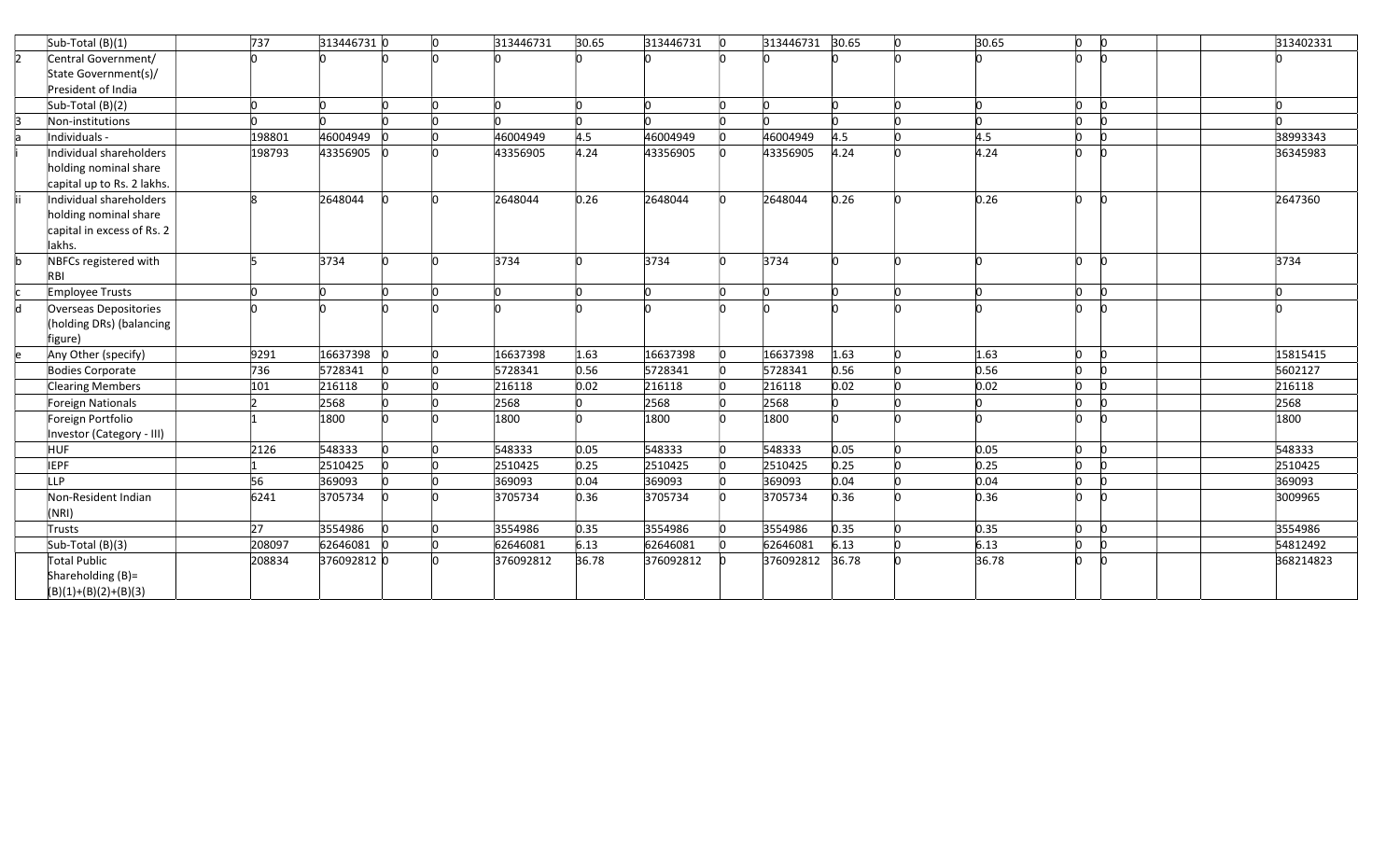| | | | | | | | | | | | | | | | | | | | |
|---|---|---|---|---|---|---|---|---|---|---|---|---|---|---|---|---|---|---|---|
| | Sub-Total (B)(1) | | 737 | 313446731 | 0 | 0 | 313446731 | 30.65 | 313446731 | 0 | 313446731 | 30.65 | 0 | 30.65 | 0 | 0 | | | 313402331 |
| 2 | Central Government/ State Government(s)/ President of India | | 0 | 0 | 0 | 0 | 0 | 0 | 0 | 0 | 0 | 0 | 0 | 0 | 0 | 0 | | | 0 |
| | Sub-Total (B)(2) | | 0 | 0 | 0 | 0 | 0 | 0 | 0 | 0 | 0 | 0 | 0 | 0 | 0 | 0 | | | 0 |
| 3 | Non-institutions | | 0 | 0 | 0 | 0 | 0 | 0 | 0 | 0 | 0 | 0 | 0 | 0 | 0 | 0 | | | 0 |
| a | Individuals - | | 198801 | 46004949 | 0 | 0 | 46004949 | 4.5 | 46004949 | 0 | 46004949 | 4.5 | 0 | 4.5 | 0 | 0 | | | 38993343 |
| i | Individual shareholders holding nominal share capital up to Rs. 2 lakhs. | | 198793 | 43356905 | 0 | 0 | 43356905 | 4.24 | 43356905 | 0 | 43356905 | 4.24 | 0 | 4.24 | 0 | 0 | | | 36345983 |
| ii | Individual shareholders holding nominal share capital in excess of Rs. 2 lakhs. | | 8 | 2648044 | 0 | 0 | 2648044 | 0.26 | 2648044 | 0 | 2648044 | 0.26 | 0 | 0.26 | 0 | 0 | | | 2647360 |
| b | NBFCs registered with RBI | | 5 | 3734 | 0 | 0 | 3734 | 0 | 3734 | 0 | 3734 | 0 | 0 | 0 | 0 | 0 | | | 3734 |
| c | Employee Trusts | | 0 | 0 | 0 | 0 | 0 | 0 | 0 | 0 | 0 | 0 | 0 | 0 | 0 | 0 | | | 0 |
| d | Overseas Depositories (holding DRs) (balancing figure) | | 0 | 0 | 0 | 0 | 0 | 0 | 0 | 0 | 0 | 0 | 0 | 0 | 0 | 0 | | | 0 |
| e | Any Other (specify) | | 9291 | 16637398 | 0 | 0 | 16637398 | 1.63 | 16637398 | 0 | 16637398 | 1.63 | 0 | 1.63 | 0 | 0 | | | 15815415 |
| | Bodies Corporate | | 736 | 5728341 | 0 | 0 | 5728341 | 0.56 | 5728341 | 0 | 5728341 | 0.56 | 0 | 0.56 | 0 | 0 | | | 5602127 |
| | Clearing Members | | 101 | 216118 | 0 | 0 | 216118 | 0.02 | 216118 | 0 | 216118 | 0.02 | 0 | 0.02 | 0 | 0 | | | 216118 |
| | Foreign Nationals | | 2 | 2568 | 0 | 0 | 2568 | 0 | 2568 | 0 | 2568 | 0 | 0 | 0 | 0 | 0 | | | 2568 |
| | Foreign Portfolio Investor (Category - III) | | 1 | 1800 | 0 | 0 | 1800 | 0 | 1800 | 0 | 1800 | 0 | 0 | 0 | 0 | 0 | | | 1800 |
| | HUF | | 2126 | 548333 | 0 | 0 | 548333 | 0.05 | 548333 | 0 | 548333 | 0.05 | 0 | 0.05 | 0 | 0 | | | 548333 |
| | IEPF | | 1 | 2510425 | 0 | 0 | 2510425 | 0.25 | 2510425 | 0 | 2510425 | 0.25 | 0 | 0.25 | 0 | 0 | | | 2510425 |
| | LLP | | 56 | 369093 | 0 | 0 | 369093 | 0.04 | 369093 | 0 | 369093 | 0.04 | 0 | 0.04 | 0 | 0 | | | 369093 |
| | Non-Resident Indian (NRI) | | 6241 | 3705734 | 0 | 0 | 3705734 | 0.36 | 3705734 | 0 | 3705734 | 0.36 | 0 | 0.36 | 0 | 0 | | | 3009965 |
| | Trusts | | 27 | 3554986 | 0 | 0 | 3554986 | 0.35 | 3554986 | 0 | 3554986 | 0.35 | 0 | 0.35 | 0 | 0 | | | 3554986 |
| | Sub-Total (B)(3) | | 208097 | 62646081 | 0 | 0 | 62646081 | 6.13 | 62646081 | 0 | 62646081 | 6.13 | 0 | 6.13 | 0 | 0 | | | 54812492 |
| | Total Public Shareholding (B)= (B)(1)+(B)(2)+(B)(3) | | 208834 | 376092812 | 0 | 0 | 376092812 | 36.78 | 376092812 | 0 | 376092812 | 36.78 | 0 | 36.78 | 0 | 0 | | | 368214823 |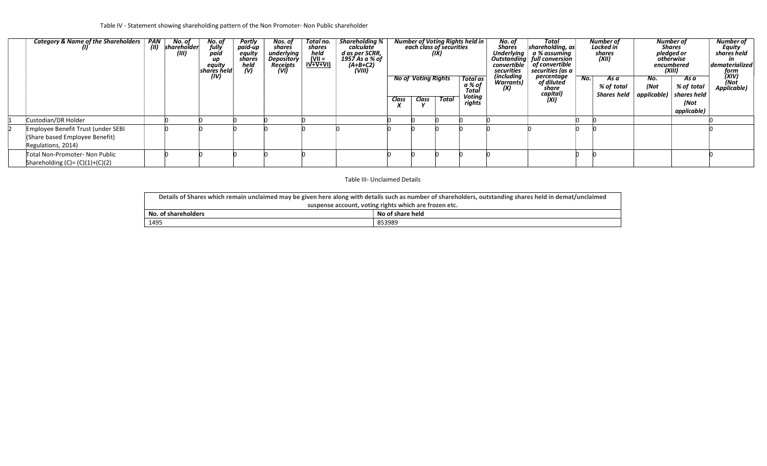Table IV - Statement showing shareholding pattern of the Non Promoter- Non Public shareholder

| | Category & Name of the Shareholders (I) | PAN (II) | No. of shareholder (III) | No. of fully paid up equity shares held (IV) | Partly paid-up equity shares held (V) | Nos. of shares underlying Depository Receipts (VI) | Total no. shares held (VII = IV+V+VI) | Shareholding % calculated as per SCRR, 1957 As a % of (A+B+C2) (VIII) | Number of Voting Rights held in each class of securities (IX) | | | | No. of Shares Underlying Outstanding convertible securities (including Warrants) (X) | Total shareholding, as a % assuming full conversion of convertible securities (as a percentage of diluted share capital) (XI) | Number of Locked in shares (XII) | | Number of Shares pledged or otherwise encumbered (XIII) | | Number of Equity shares held in dematerialized form (XIV) (Not Applicable) |
|---|---|---|---|---|---|---|---|---|---|---|---|---|---|---|---|---|---|---|---|
| | | | | | | | | | No of Voting Rights | | | Total as a % of Total Voting rights | | | No. | As a % of total Shares held | No. (Not applicable) | As a % of total shares held (Not applicable) | |
| | | | | | | | | | Class X | Class Y | Total | | | | | | | | |
| 1 | Custodian/DR Holder | | 0 | 0 | 0 | 0 | 0 | | 0 | 0 | 0 | 0 | 0 | | 0 | 0 | | | 0 |
| 2 | Employee Benefit Trust (under SEBI (Share based Employee Benefit) Regulations, 2014) | | 0 | 0 | 0 | 0 | 0 | 0 | 0 | 0 | 0 | 0 | 0 | 0 | 0 | 0 | | | 0 |
| | Total Non-Promoter- Non Public Shareholding (C)= (C)(1)+(C)(2) | | 0 | 0 | 0 | 0 | 0 | | 0 | 0 | 0 | 0 | 0 | | 0 | 0 | | | 0 |

Table III- Unclaimed Details

| Details of Shares which remain unclaimed may be given here along with details such as number of shareholders, outstanding shares held in demat/unclaimed suspense account, voting rights which are frozen etc. | |
|---|---|
| **No. of shareholders** | **No of share held** |
| 1495 | 853989 |